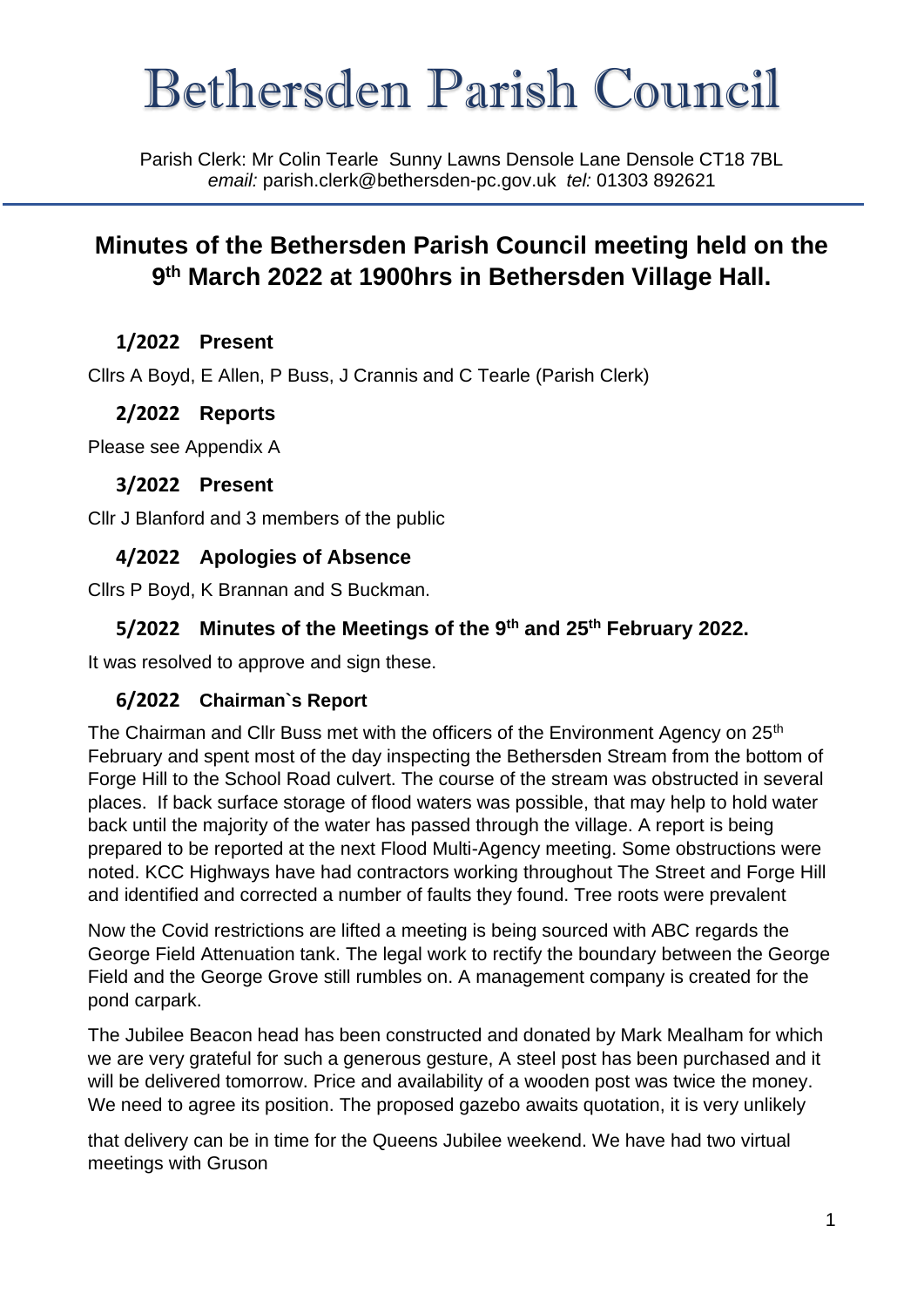# Bethersden Parish Council

Parish Clerk: Mr Colin Tearle Sunny Lawns Densole Lane Densole CT18 7BL
*email:* parish.clerk@bethersden-pc.gov.uk *tel:* 01303 892621

## Minutes of the Bethersden Parish Council meeting held on the 9th March 2022 at 1900hrs in Bethersden Village Hall.

### 1/2022 Present

Cllrs A Boyd, E Allen, P Buss, J Crannis and C Tearle (Parish Clerk)

### 2/2022 Reports

Please see Appendix A

### 3/2022 Present

Cllr J Blanford and 3 members of the public

### 4/2022 Apologies of Absence

Cllrs P Boyd, K Brannan and S Buckman.

### 5/2022 Minutes of the Meetings of the 9th and 25th February 2022.

It was resolved to approve and sign these.

### 6/2022 Chairman`s Report

The Chairman and Cllr Buss met with the officers of the Environment Agency on 25th February and spent most of the day inspecting the Bethersden Stream from the bottom of Forge Hill to the School Road culvert. The course of the stream was obstructed in several places. If back surface storage of flood waters was possible, that may help to hold water back until the majority of the water has passed through the village. A report is being prepared to be reported at the next Flood Multi-Agency meeting. Some obstructions were noted. KCC Highways have had contractors working throughout The Street and Forge Hill and identified and corrected a number of faults they found. Tree roots were prevalent

Now the Covid restrictions are lifted a meeting is being sourced with ABC regards the George Field Attenuation tank. The legal work to rectify the boundary between the George Field and the George Grove still rumbles on. A management company is created for the pond carpark.

The Jubilee Beacon head has been constructed and donated by Mark Mealham for which we are very grateful for such a generous gesture, A steel post has been purchased and it will be delivered tomorrow. Price and availability of a wooden post was twice the money. We need to agree its position. The proposed gazebo awaits quotation, it is very unlikely

that delivery can be in time for the Queens Jubilee weekend. We have had two virtual meetings with Gruson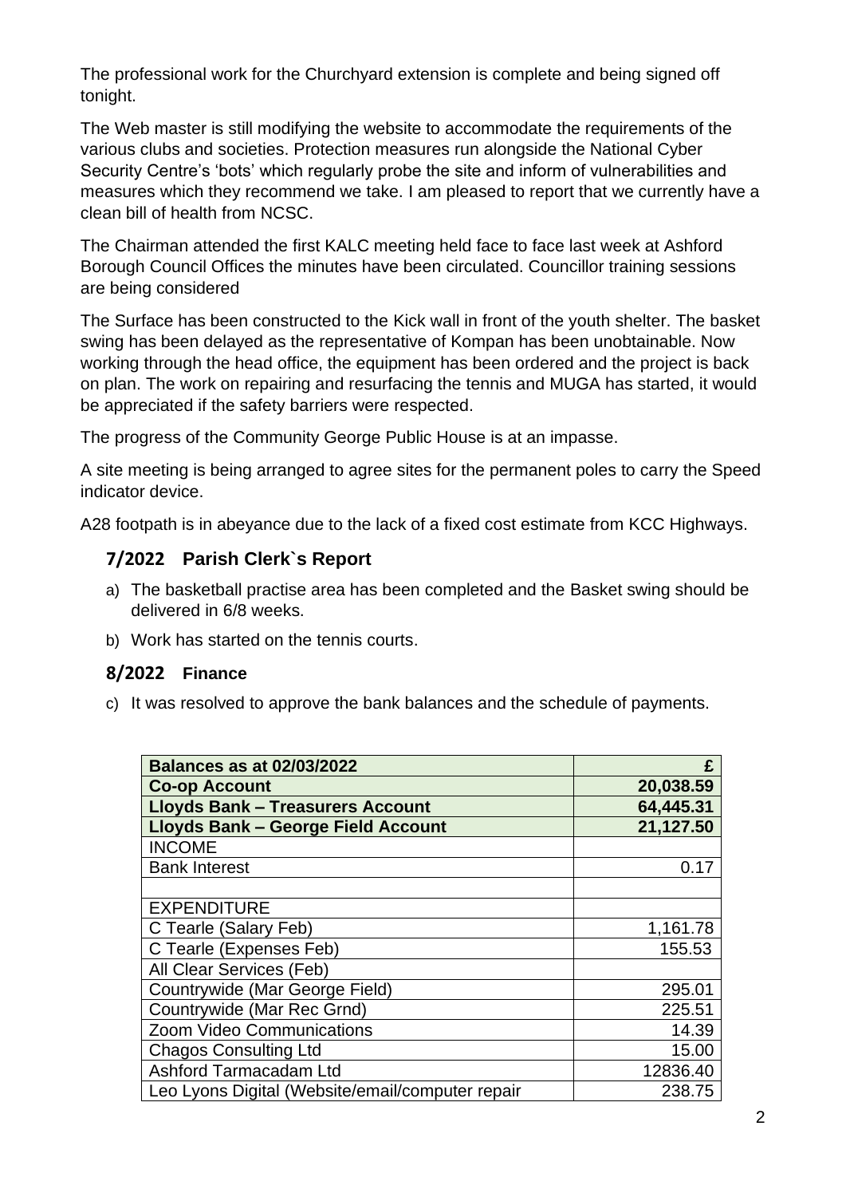The professional work for the Churchyard extension is complete and being signed off tonight.

The Web master is still modifying the website to accommodate the requirements of the various clubs and societies. Protection measures run alongside the National Cyber Security Centre's 'bots' which regularly probe the site and inform of vulnerabilities and measures which they recommend we take. I am pleased to report that we currently have a clean bill of health from NCSC.

The Chairman attended the first KALC meeting held face to face last week at Ashford Borough Council Offices the minutes have been circulated. Councillor training sessions are being considered

The Surface has been constructed to the Kick wall in front of the youth shelter. The basket swing has been delayed as the representative of Kompan has been unobtainable. Now working through the head office, the equipment has been ordered and the project is back on plan. The work on repairing and resurfacing the tennis and MUGA has started, it would be appreciated if the safety barriers were respected.

The progress of the Community George Public House is at an impasse.

A site meeting is being arranged to agree sites for the permanent poles to carry the Speed indicator device.

A28 footpath is in abeyance due to the lack of a fixed cost estimate from KCC Highways.

## 7/2022 Parish Clerk`s Report

a) The basketball practise area has been completed and the Basket swing should be delivered in 6/8 weeks.
b) Work has started on the tennis courts.

## 8/2022 Finance

c) It was resolved to approve the bank balances and the schedule of payments.

| **Balances as at 02/03/2022** | **£** |
|---|---|
| **Co-op Account** | **20,038.59** |
| **Lloyds Bank – Treasurers Account** | **64,445.31** |
| **Lloyds Bank – George Field Account** | **21,127.50** |
| INCOME | |
| Bank Interest | 0.17 |
| | |
| EXPENDITURE | |
| C Tearle (Salary Feb) | 1,161.78 |
| C Tearle (Expenses Feb) | 155.53 |
| All Clear Services (Feb) | |
| Countrywide (Mar George Field) | 295.01 |
| Countrywide (Mar Rec Grnd) | 225.51 |
| Zoom Video Communications | 14.39 |
| Chagos Consulting Ltd | 15.00 |
| Ashford Tarmacadam Ltd | 12836.40 |
| Leo Lyons Digital (Website/email/computer repair | 238.75 |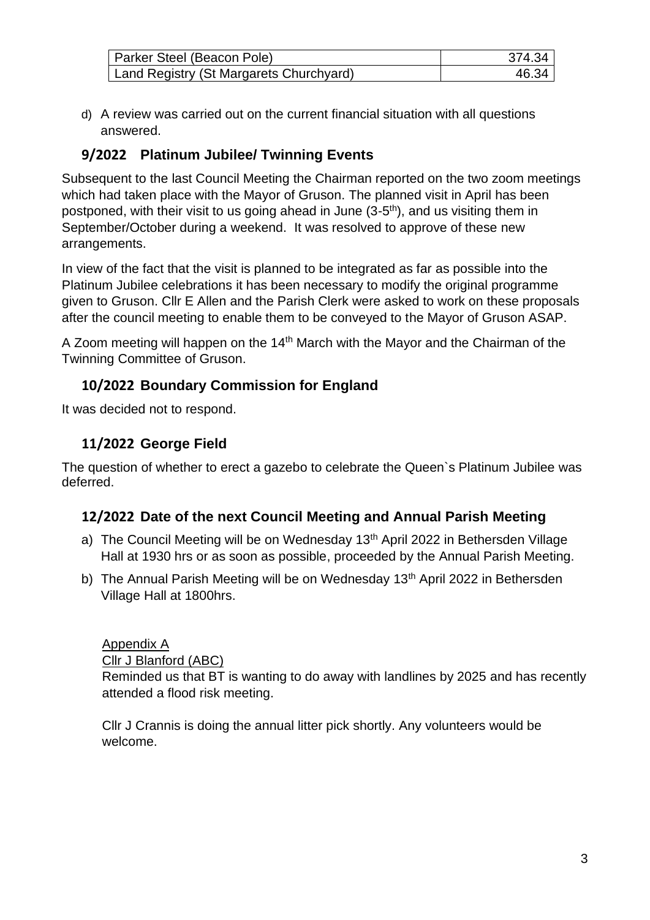| | |
|---|---|
| Parker Steel (Beacon Pole) | 374.34 |
| Land Registry (St Margarets Churchyard) | 46.34 |

d) A review was carried out on the current financial situation with all questions answered.

## 9/2022 Platinum Jubilee/ Twinning Events

Subsequent to the last Council Meeting the Chairman reported on the two zoom meetings which had taken place with the Mayor of Gruson. The planned visit in April has been postponed, with their visit to us going ahead in June (3-5th), and us visiting them in September/October during a weekend. It was resolved to approve of these new arrangements.

In view of the fact that the visit is planned to be integrated as far as possible into the Platinum Jubilee celebrations it has been necessary to modify the original programme given to Gruson. Cllr E Allen and the Parish Clerk were asked to work on these proposals after the council meeting to enable them to be conveyed to the Mayor of Gruson ASAP.

A Zoom meeting will happen on the 14th March with the Mayor and the Chairman of the Twinning Committee of Gruson.

## 10/2022 Boundary Commission for England

It was decided not to respond.

## 11/2022 George Field

The question of whether to erect a gazebo to celebrate the Queen`s Platinum Jubilee was deferred.

## 12/2022 Date of the next Council Meeting and Annual Parish Meeting

a) The Council Meeting will be on Wednesday 13th April 2022 in Bethersden Village Hall at 1930 hrs or as soon as possible, proceeded by the Annual Parish Meeting.

b) The Annual Parish Meeting will be on Wednesday 13th April 2022 in Bethersden Village Hall at 1800hrs.

Appendix A

Cllr J Blanford (ABC)

Reminded us that BT is wanting to do away with landlines by 2025 and has recently attended a flood risk meeting.

Cllr J Crannis is doing the annual litter pick shortly. Any volunteers would be welcome.